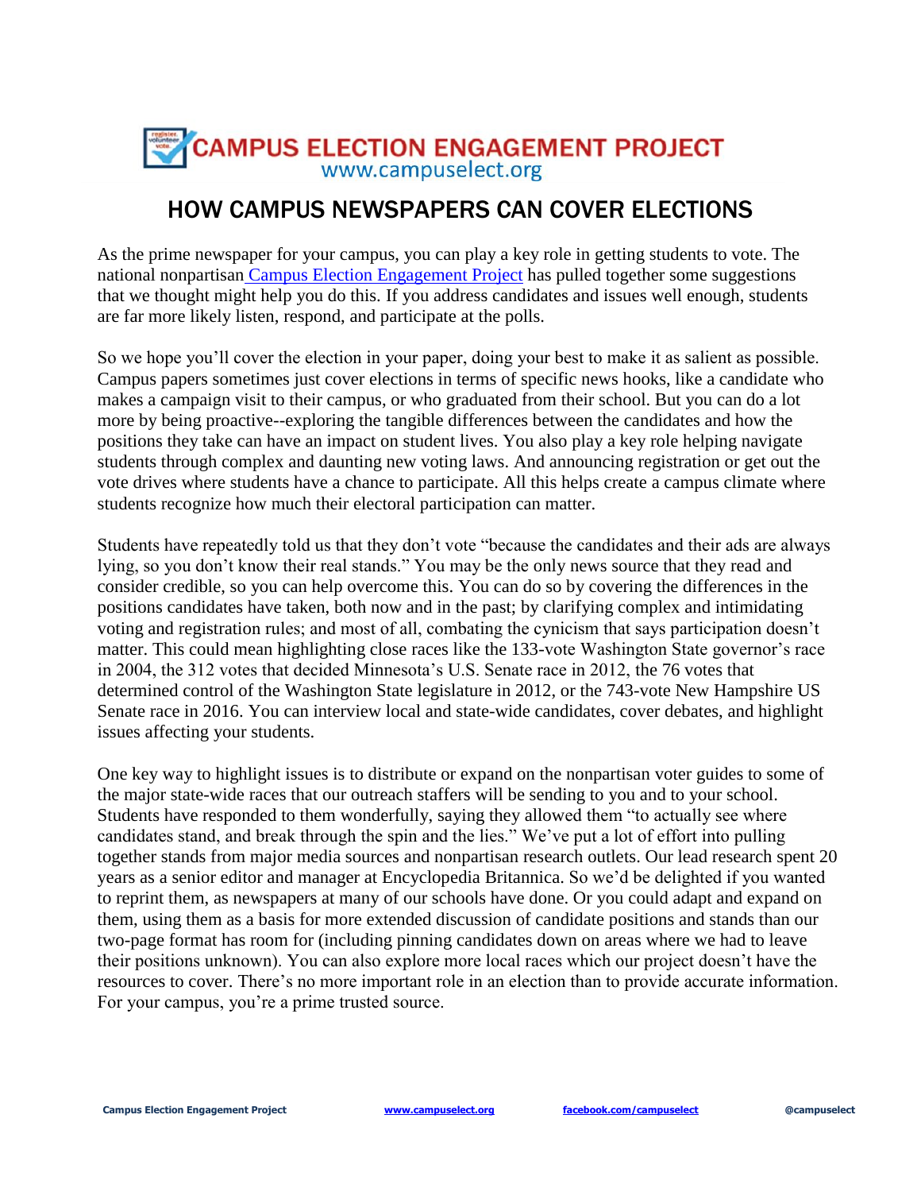# CAMPUS ELECTION ENGAGEMENT PROJECT

www.campuselect.org

## HOW CAMPUS NEWSPAPERS CAN COVER ELECTIONS

As the prime newspaper for your campus, you can play a key role in getting students to vote. The national nonpartisan Campus Election Engagement Project has pulled together some suggestions that we thought might help you do this. If you address candidates and issues well enough, students are far more likely listen, respond, and participate at the polls.

So we hope you'll cover the election in your paper, doing your best to make it as salient as possible. Campus papers sometimes just cover elections in terms of specific news hooks, like a candidate who makes a campaign visit to their campus, or who graduated from their school. But you can do a lot more by being proactive--exploring the tangible differences between the candidates and how the positions they take can have an impact on student lives. You also play a key role helping navigate students through complex and daunting new voting laws. And announcing registration or get out the vote drives where students have a chance to participate. All this helps create a campus climate where students recognize how much their electoral participation can matter.

Students have repeatedly told us that they don't vote "because the candidates and their ads are always lying, so you don't know their real stands." You may be the only news source that they read and consider credible, so you can help overcome this. You can do so by covering the differences in the positions candidates have taken, both now and in the past; by clarifying complex and intimidating voting and registration rules; and most of all, combating the cynicism that says participation doesn't matter. This could mean highlighting close races like the 133-vote Washington State governor's race in 2004, the 312 votes that decided Minnesota's U.S. Senate race in 2012, the 76 votes that determined control of the Washington State legislature in 2012, or the 743-vote New Hampshire US Senate race in 2016. You can interview local and state-wide candidates, cover debates, and highlight issues affecting your students.

One key way to highlight issues is to distribute or expand on the nonpartisan voter guides to some of the major state-wide races that our outreach staffers will be sending to you and to your school. Students have responded to them wonderfully, saying they allowed them "to actually see where candidates stand, and break through the spin and the lies." We've put a lot of effort into pulling together stands from major media sources and nonpartisan research outlets. Our lead research spent 20 years as a senior editor and manager at Encyclopedia Britannica. So we'd be delighted if you wanted to reprint them, as newspapers at many of our schools have done. Or you could adapt and expand on them, using them as a basis for more extended discussion of candidate positions and stands than our two-page format has room for (including pinning candidates down on areas where we had to leave their positions unknown). You can also explore more local races which our project doesn't have the resources to cover. There's no more important role in an election than to provide accurate information. For your campus, you're a prime trusted source.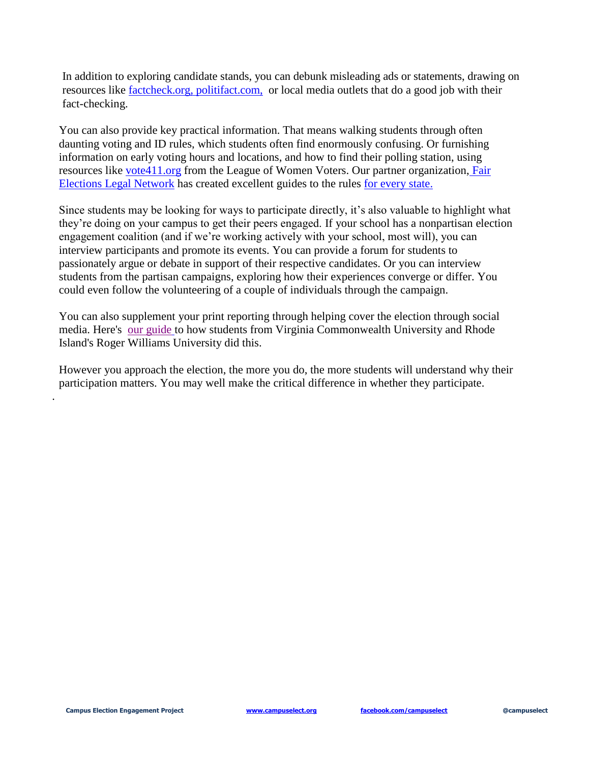In addition to exploring candidate stands, you can debunk misleading ads or statements, drawing on resources like factcheck.org, politifact.com, or local media outlets that do a good job with their fact-checking.

You can also provide key practical information. That means walking students through often daunting voting and ID rules, which students often find enormously confusing. Or furnishing information on early voting hours and locations, and how to find their polling station, using resources like vote411.org from the League of Women Voters. Our partner organization, Fair Elections Legal Network has created excellent guides to the rules for every state.

Since students may be looking for ways to participate directly, it's also valuable to highlight what they're doing on your campus to get their peers engaged. If your school has a nonpartisan election engagement coalition (and if we're working actively with your school, most will), you can interview participants and promote its events. You can provide a forum for students to passionately argue or debate in support of their respective candidates. Or you can interview students from the partisan campaigns, exploring how their experiences converge or differ. You could even follow the volunteering of a couple of individuals through the campaign.

You can also supplement your print reporting through helping cover the election through social media. Here's our guide to how students from Virginia Commonwealth University and Rhode Island's Roger Williams University did this.

However you approach the election, the more you do, the more students will understand why their participation matters. You may well make the critical difference in whether they participate.